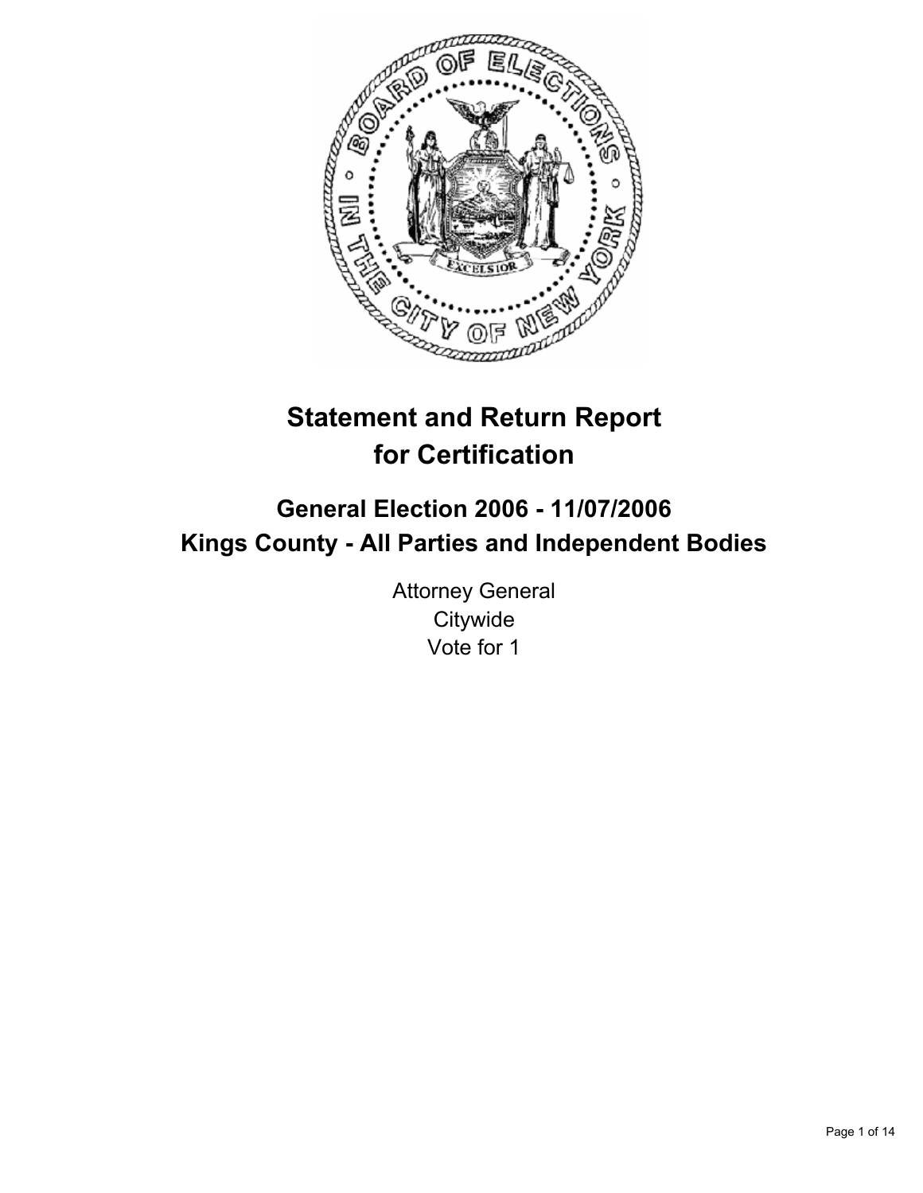# Statement and Return Report for Certification

## General Election 2006 - 11/07/2006
## Kings County - All Parties and Independent Bodies

Attorney General
Citywide
Vote for 1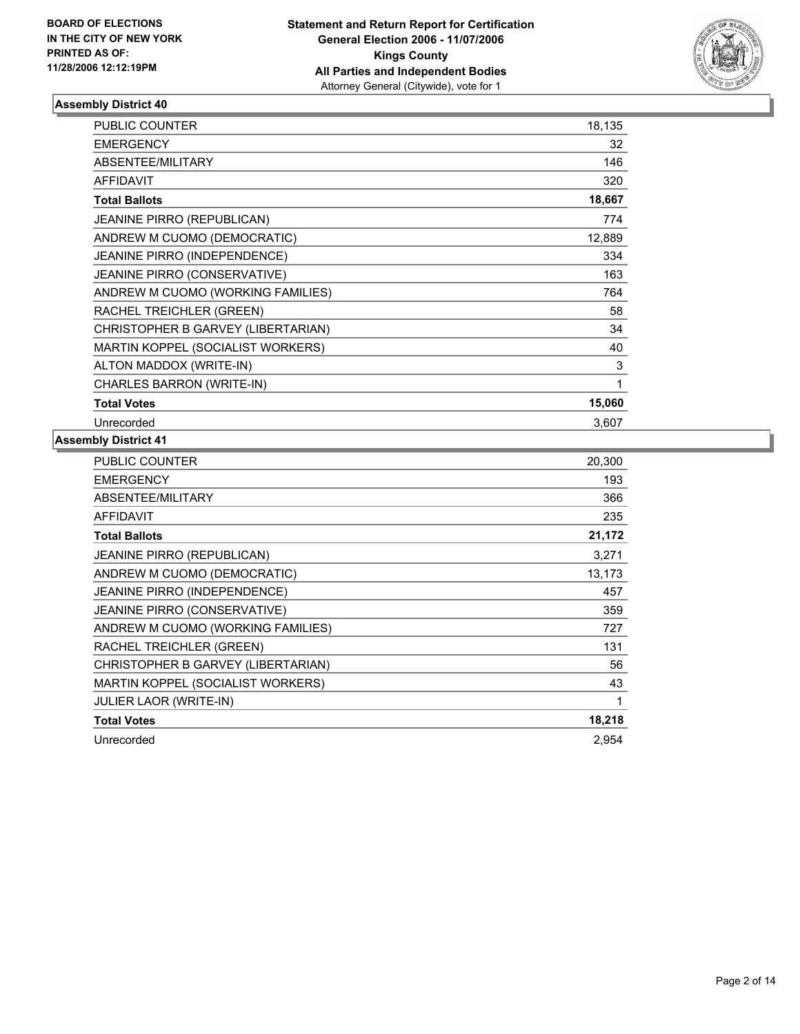BOARD OF ELECTIONS
IN THE CITY OF NEW YORK
PRINTED AS OF:
11/28/2006 12:12:19PM

**Statement and Return Report for Certification**
**General Election 2006 - 11/07/2006**
**Kings County**
**All Parties and Independent Bodies**
Attorney General (Citywide), vote for 1

### Assembly District 40

| | |
|---|---|
| PUBLIC COUNTER | 18,135 |
| EMERGENCY | 32 |
| ABSENTEE/MILITARY | 146 |
| AFFIDAVIT | 320 |
| **Total Ballots** | **18,667** |
| JEANINE PIRRO (REPUBLICAN) | 774 |
| ANDREW M CUOMO (DEMOCRATIC) | 12,889 |
| JEANINE PIRRO (INDEPENDENCE) | 334 |
| JEANINE PIRRO (CONSERVATIVE) | 163 |
| ANDREW M CUOMO (WORKING FAMILIES) | 764 |
| RACHEL TREICHLER (GREEN) | 58 |
| CHRISTOPHER B GARVEY (LIBERTARIAN) | 34 |
| MARTIN KOPPEL (SOCIALIST WORKERS) | 40 |
| ALTON MADDOX (WRITE-IN) | 3 |
| CHARLES BARRON (WRITE-IN) | 1 |
| **Total Votes** | **15,060** |
| Unrecorded | 3,607 |

### Assembly District 41

| | |
|---|---|
| PUBLIC COUNTER | 20,300 |
| EMERGENCY | 193 |
| ABSENTEE/MILITARY | 366 |
| AFFIDAVIT | 235 |
| **Total Ballots** | **21,172** |
| JEANINE PIRRO (REPUBLICAN) | 3,271 |
| ANDREW M CUOMO (DEMOCRATIC) | 13,173 |
| JEANINE PIRRO (INDEPENDENCE) | 457 |
| JEANINE PIRRO (CONSERVATIVE) | 359 |
| ANDREW M CUOMO (WORKING FAMILIES) | 727 |
| RACHEL TREICHLER (GREEN) | 131 |
| CHRISTOPHER B GARVEY (LIBERTARIAN) | 56 |
| MARTIN KOPPEL (SOCIALIST WORKERS) | 43 |
| JULIER LAOR (WRITE-IN) | 1 |
| **Total Votes** | **18,218** |
| Unrecorded | 2,954 |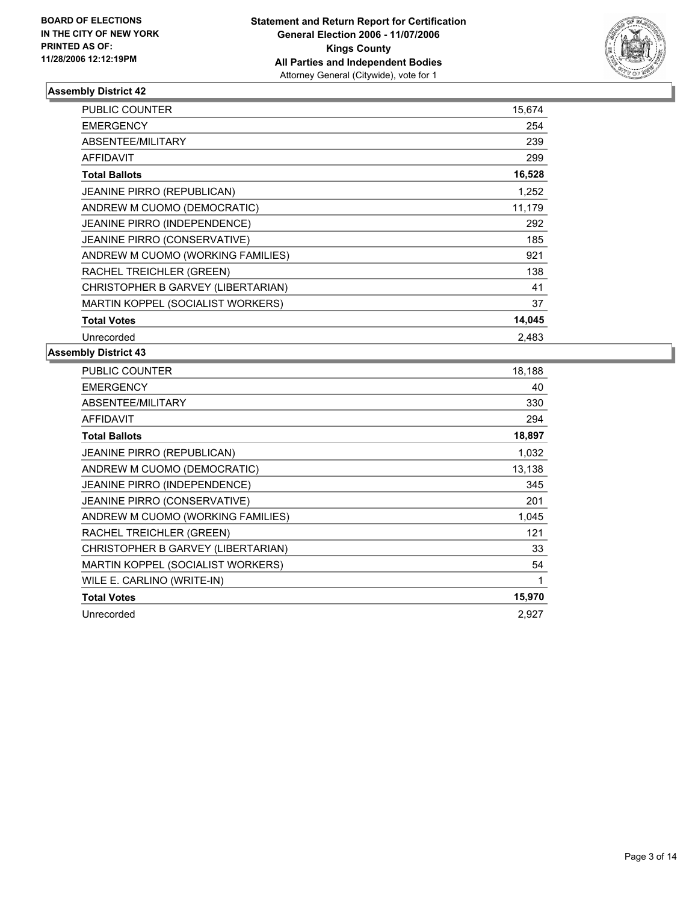BOARD OF ELECTIONS
IN THE CITY OF NEW YORK
PRINTED AS OF:
11/28/2006 12:12:19PM

**Statement and Return Report for Certification**
**General Election 2006 - 11/07/2006**
**Kings County**
**All Parties and Independent Bodies**
Attorney General (Citywide), vote for 1

## Assembly District 42

| | |
|---|---|
| PUBLIC COUNTER | 15,674 |
| EMERGENCY | 254 |
| ABSENTEE/MILITARY | 239 |
| AFFIDAVIT | 299 |
| **Total Ballots** | **16,528** |
| JEANINE PIRRO (REPUBLICAN) | 1,252 |
| ANDREW M CUOMO (DEMOCRATIC) | 11,179 |
| JEANINE PIRRO (INDEPENDENCE) | 292 |
| JEANINE PIRRO (CONSERVATIVE) | 185 |
| ANDREW M CUOMO (WORKING FAMILIES) | 921 |
| RACHEL TREICHLER (GREEN) | 138 |
| CHRISTOPHER B GARVEY (LIBERTARIAN) | 41 |
| MARTIN KOPPEL (SOCIALIST WORKERS) | 37 |
| **Total Votes** | **14,045** |
| Unrecorded | 2,483 |

## Assembly District 43

| | |
|---|---|
| PUBLIC COUNTER | 18,188 |
| EMERGENCY | 40 |
| ABSENTEE/MILITARY | 330 |
| AFFIDAVIT | 294 |
| **Total Ballots** | **18,897** |
| JEANINE PIRRO (REPUBLICAN) | 1,032 |
| ANDREW M CUOMO (DEMOCRATIC) | 13,138 |
| JEANINE PIRRO (INDEPENDENCE) | 345 |
| JEANINE PIRRO (CONSERVATIVE) | 201 |
| ANDREW M CUOMO (WORKING FAMILIES) | 1,045 |
| RACHEL TREICHLER (GREEN) | 121 |
| CHRISTOPHER B GARVEY (LIBERTARIAN) | 33 |
| MARTIN KOPPEL (SOCIALIST WORKERS) | 54 |
| WILE E. CARLINO (WRITE-IN) | 1 |
| **Total Votes** | **15,970** |
| Unrecorded | 2,927 |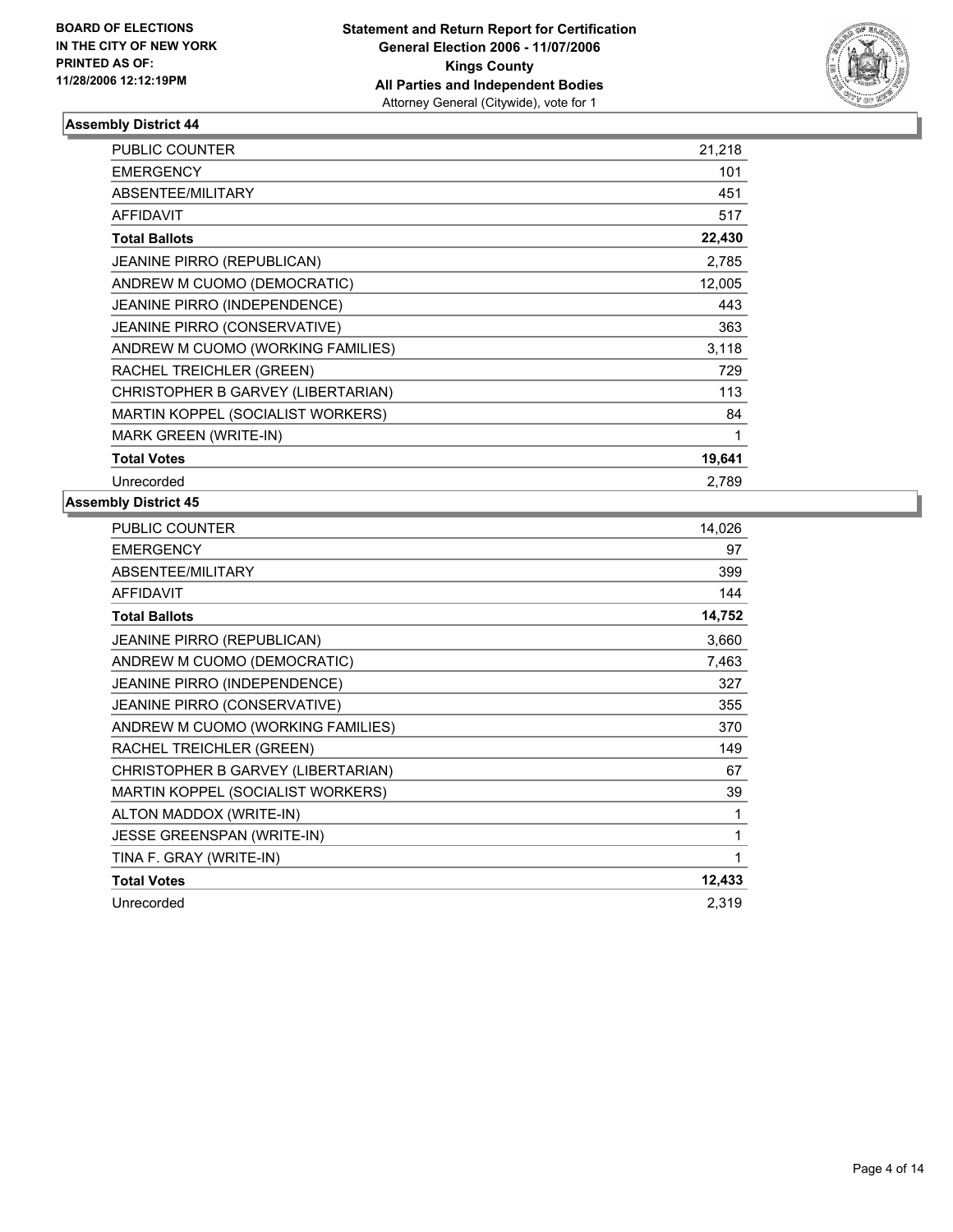**BOARD OF ELECTIONS IN THE CITY OF NEW YORK PRINTED AS OF: 11/28/2006 12:12:19PM**

**Statement and Return Report for Certification**
**General Election 2006 - 11/07/2006**
**Kings County**
**All Parties and Independent Bodies**
Attorney General (Citywide), vote for 1

### Assembly District 44

| | |
|---|---|
| PUBLIC COUNTER | 21,218 |
| EMERGENCY | 101 |
| ABSENTEE/MILITARY | 451 |
| AFFIDAVIT | 517 |
| **Total Ballots** | **22,430** |
| JEANINE PIRRO (REPUBLICAN) | 2,785 |
| ANDREW M CUOMO (DEMOCRATIC) | 12,005 |
| JEANINE PIRRO (INDEPENDENCE) | 443 |
| JEANINE PIRRO (CONSERVATIVE) | 363 |
| ANDREW M CUOMO (WORKING FAMILIES) | 3,118 |
| RACHEL TREICHLER (GREEN) | 729 |
| CHRISTOPHER B GARVEY (LIBERTARIAN) | 113 |
| MARTIN KOPPEL (SOCIALIST WORKERS) | 84 |
| MARK GREEN (WRITE-IN) | 1 |
| **Total Votes** | **19,641** |
| Unrecorded | 2,789 |

### Assembly District 45

| | |
|---|---|
| PUBLIC COUNTER | 14,026 |
| EMERGENCY | 97 |
| ABSENTEE/MILITARY | 399 |
| AFFIDAVIT | 144 |
| **Total Ballots** | **14,752** |
| JEANINE PIRRO (REPUBLICAN) | 3,660 |
| ANDREW M CUOMO (DEMOCRATIC) | 7,463 |
| JEANINE PIRRO (INDEPENDENCE) | 327 |
| JEANINE PIRRO (CONSERVATIVE) | 355 |
| ANDREW M CUOMO (WORKING FAMILIES) | 370 |
| RACHEL TREICHLER (GREEN) | 149 |
| CHRISTOPHER B GARVEY (LIBERTARIAN) | 67 |
| MARTIN KOPPEL (SOCIALIST WORKERS) | 39 |
| ALTON MADDOX (WRITE-IN) | 1 |
| JESSE GREENSPAN (WRITE-IN) | 1 |
| TINA F. GRAY (WRITE-IN) | 1 |
| **Total Votes** | **12,433** |
| Unrecorded | 2,319 |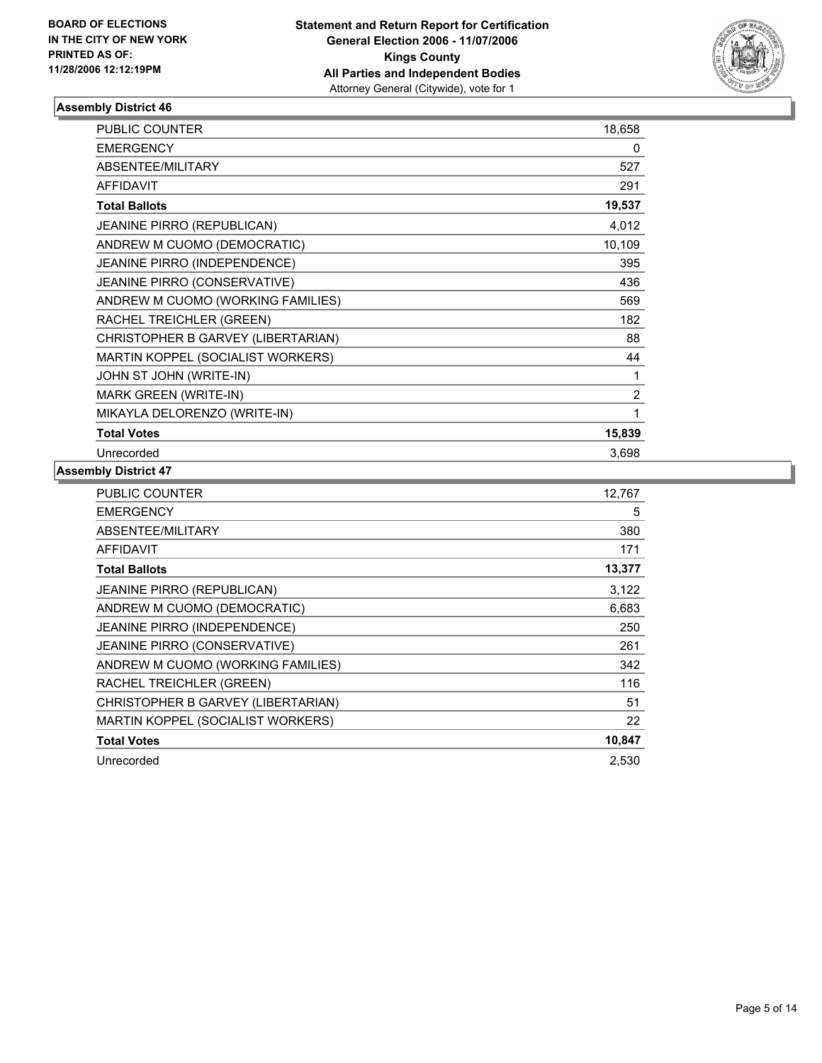**BOARD OF ELECTIONS IN THE CITY OF NEW YORK PRINTED AS OF: 11/28/2006 12:12:19PM**

**Statement and Return Report for Certification**
**General Election 2006 - 11/07/2006**
**Kings County**
**All Parties and Independent Bodies**
Attorney General (Citywide), vote for 1

## Assembly District 46

| | |
|---|---|
| PUBLIC COUNTER | 18,658 |
| EMERGENCY | 0 |
| ABSENTEE/MILITARY | 527 |
| AFFIDAVIT | 291 |
| **Total Ballots** | **19,537** |
| JEANINE PIRRO (REPUBLICAN) | 4,012 |
| ANDREW M CUOMO (DEMOCRATIC) | 10,109 |
| JEANINE PIRRO (INDEPENDENCE) | 395 |
| JEANINE PIRRO (CONSERVATIVE) | 436 |
| ANDREW M CUOMO (WORKING FAMILIES) | 569 |
| RACHEL TREICHLER (GREEN) | 182 |
| CHRISTOPHER B GARVEY (LIBERTARIAN) | 88 |
| MARTIN KOPPEL (SOCIALIST WORKERS) | 44 |
| JOHN ST JOHN (WRITE-IN) | 1 |
| MARK GREEN (WRITE-IN) | 2 |
| MIKAYLA DELORENZO (WRITE-IN) | 1 |
| **Total Votes** | **15,839** |
| Unrecorded | 3,698 |

## Assembly District 47

| | |
|---|---|
| PUBLIC COUNTER | 12,767 |
| EMERGENCY | 5 |
| ABSENTEE/MILITARY | 380 |
| AFFIDAVIT | 171 |
| **Total Ballots** | **13,377** |
| JEANINE PIRRO (REPUBLICAN) | 3,122 |
| ANDREW M CUOMO (DEMOCRATIC) | 6,683 |
| JEANINE PIRRO (INDEPENDENCE) | 250 |
| JEANINE PIRRO (CONSERVATIVE) | 261 |
| ANDREW M CUOMO (WORKING FAMILIES) | 342 |
| RACHEL TREICHLER (GREEN) | 116 |
| CHRISTOPHER B GARVEY (LIBERTARIAN) | 51 |
| MARTIN KOPPEL (SOCIALIST WORKERS) | 22 |
| **Total Votes** | **10,847** |
| Unrecorded | 2,530 |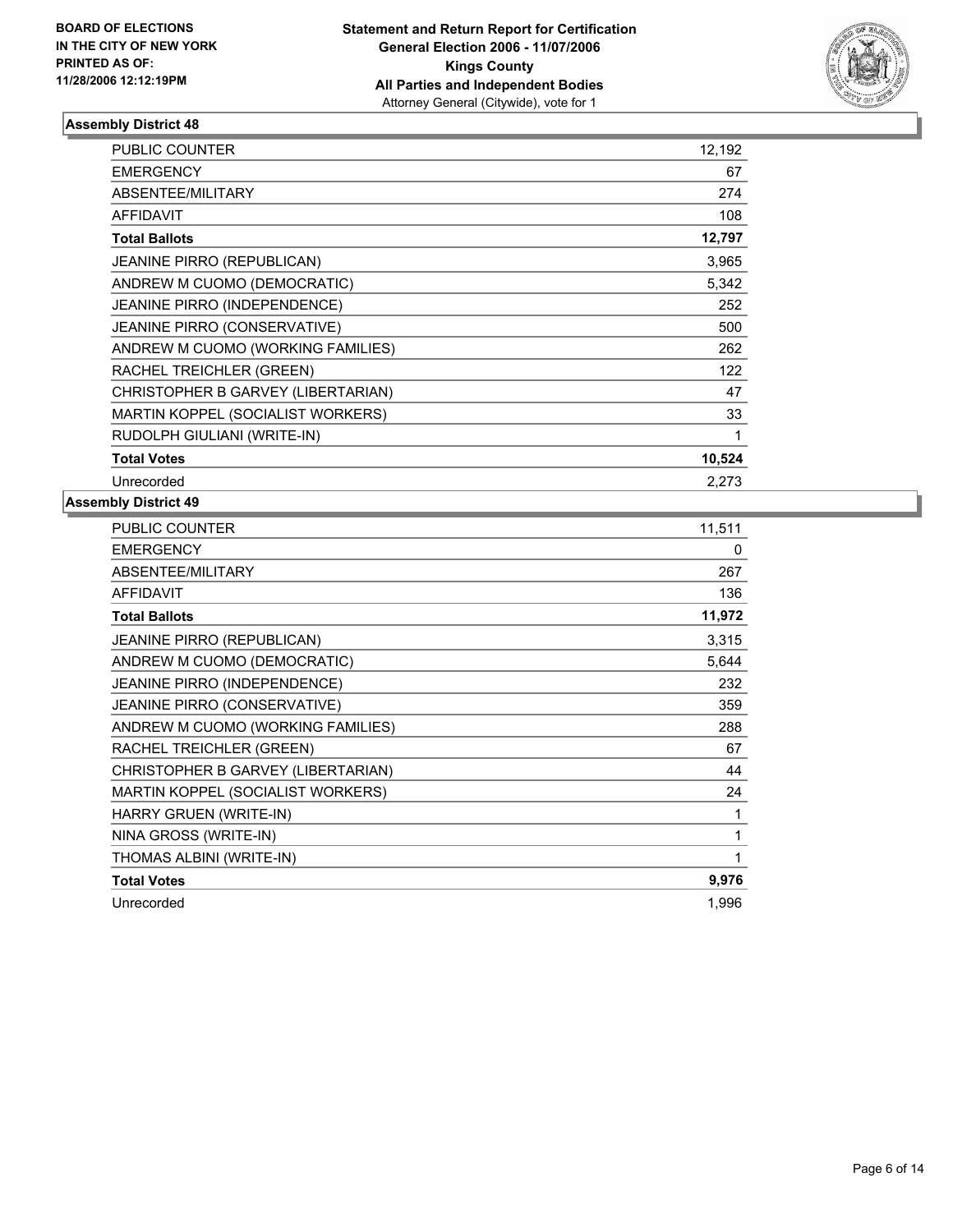**BOARD OF ELECTIONS IN THE CITY OF NEW YORK PRINTED AS OF: 11/28/2006 12:12:19PM**

# Statement and Return Report for Certification
## General Election 2006 - 11/07/2006
## Kings County
## All Parties and Independent Bodies
Attorney General (Citywide), vote for 1

### Assembly District 48

| | |
|---|---|
| PUBLIC COUNTER | 12,192 |
| EMERGENCY | 67 |
| ABSENTEE/MILITARY | 274 |
| AFFIDAVIT | 108 |
| **Total Ballots** | **12,797** |
| JEANINE PIRRO (REPUBLICAN) | 3,965 |
| ANDREW M CUOMO (DEMOCRATIC) | 5,342 |
| JEANINE PIRRO (INDEPENDENCE) | 252 |
| JEANINE PIRRO (CONSERVATIVE) | 500 |
| ANDREW M CUOMO (WORKING FAMILIES) | 262 |
| RACHEL TREICHLER (GREEN) | 122 |
| CHRISTOPHER B GARVEY (LIBERTARIAN) | 47 |
| MARTIN KOPPEL (SOCIALIST WORKERS) | 33 |
| RUDOLPH GIULIANI (WRITE-IN) | 1 |
| **Total Votes** | **10,524** |
| Unrecorded | 2,273 |

### Assembly District 49

| | |
|---|---|
| PUBLIC COUNTER | 11,511 |
| EMERGENCY | 0 |
| ABSENTEE/MILITARY | 267 |
| AFFIDAVIT | 136 |
| **Total Ballots** | **11,972** |
| JEANINE PIRRO (REPUBLICAN) | 3,315 |
| ANDREW M CUOMO (DEMOCRATIC) | 5,644 |
| JEANINE PIRRO (INDEPENDENCE) | 232 |
| JEANINE PIRRO (CONSERVATIVE) | 359 |
| ANDREW M CUOMO (WORKING FAMILIES) | 288 |
| RACHEL TREICHLER (GREEN) | 67 |
| CHRISTOPHER B GARVEY (LIBERTARIAN) | 44 |
| MARTIN KOPPEL (SOCIALIST WORKERS) | 24 |
| HARRY GRUEN (WRITE-IN) | 1 |
| NINA GROSS (WRITE-IN) | 1 |
| THOMAS ALBINI (WRITE-IN) | 1 |
| **Total Votes** | **9,976** |
| Unrecorded | 1,996 |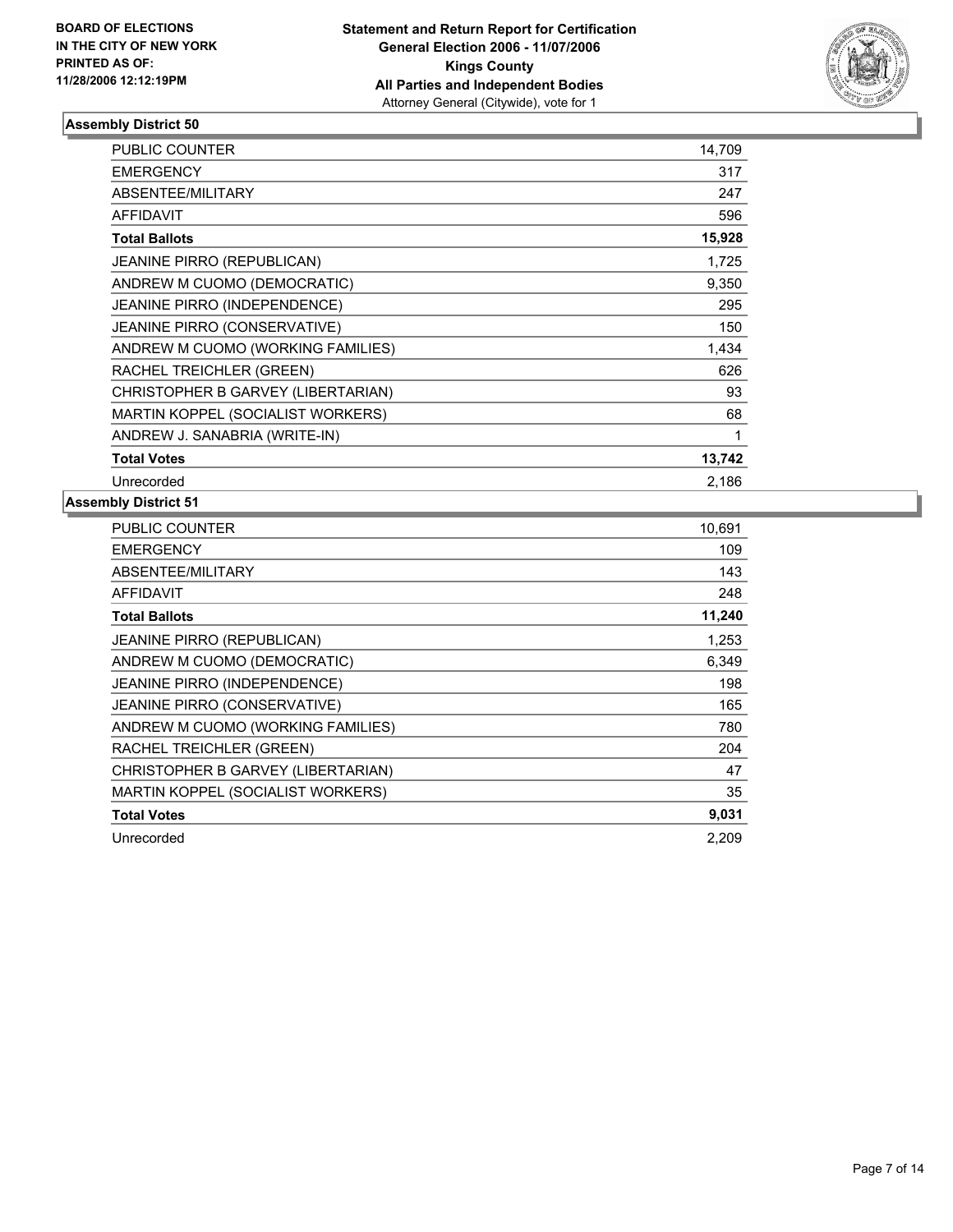**BOARD OF ELECTIONS IN THE CITY OF NEW YORK PRINTED AS OF: 11/28/2006 12:12:19PM**

**Statement and Return Report for Certification**
**General Election 2006 - 11/07/2006**
**Kings County**
**All Parties and Independent Bodies**
Attorney General (Citywide), vote for 1

### Assembly District 50

| | |
|---|---|
| PUBLIC COUNTER | 14,709 |
| EMERGENCY | 317 |
| ABSENTEE/MILITARY | 247 |
| AFFIDAVIT | 596 |
| **Total Ballots** | **15,928** |
| JEANINE PIRRO (REPUBLICAN) | 1,725 |
| ANDREW M CUOMO (DEMOCRATIC) | 9,350 |
| JEANINE PIRRO (INDEPENDENCE) | 295 |
| JEANINE PIRRO (CONSERVATIVE) | 150 |
| ANDREW M CUOMO (WORKING FAMILIES) | 1,434 |
| RACHEL TREICHLER (GREEN) | 626 |
| CHRISTOPHER B GARVEY (LIBERTARIAN) | 93 |
| MARTIN KOPPEL (SOCIALIST WORKERS) | 68 |
| ANDREW J. SANABRIA (WRITE-IN) | 1 |
| **Total Votes** | **13,742** |
| Unrecorded | 2,186 |

### Assembly District 51

| | |
|---|---|
| PUBLIC COUNTER | 10,691 |
| EMERGENCY | 109 |
| ABSENTEE/MILITARY | 143 |
| AFFIDAVIT | 248 |
| **Total Ballots** | **11,240** |
| JEANINE PIRRO (REPUBLICAN) | 1,253 |
| ANDREW M CUOMO (DEMOCRATIC) | 6,349 |
| JEANINE PIRRO (INDEPENDENCE) | 198 |
| JEANINE PIRRO (CONSERVATIVE) | 165 |
| ANDREW M CUOMO (WORKING FAMILIES) | 780 |
| RACHEL TREICHLER (GREEN) | 204 |
| CHRISTOPHER B GARVEY (LIBERTARIAN) | 47 |
| MARTIN KOPPEL (SOCIALIST WORKERS) | 35 |
| **Total Votes** | **9,031** |
| Unrecorded | 2,209 |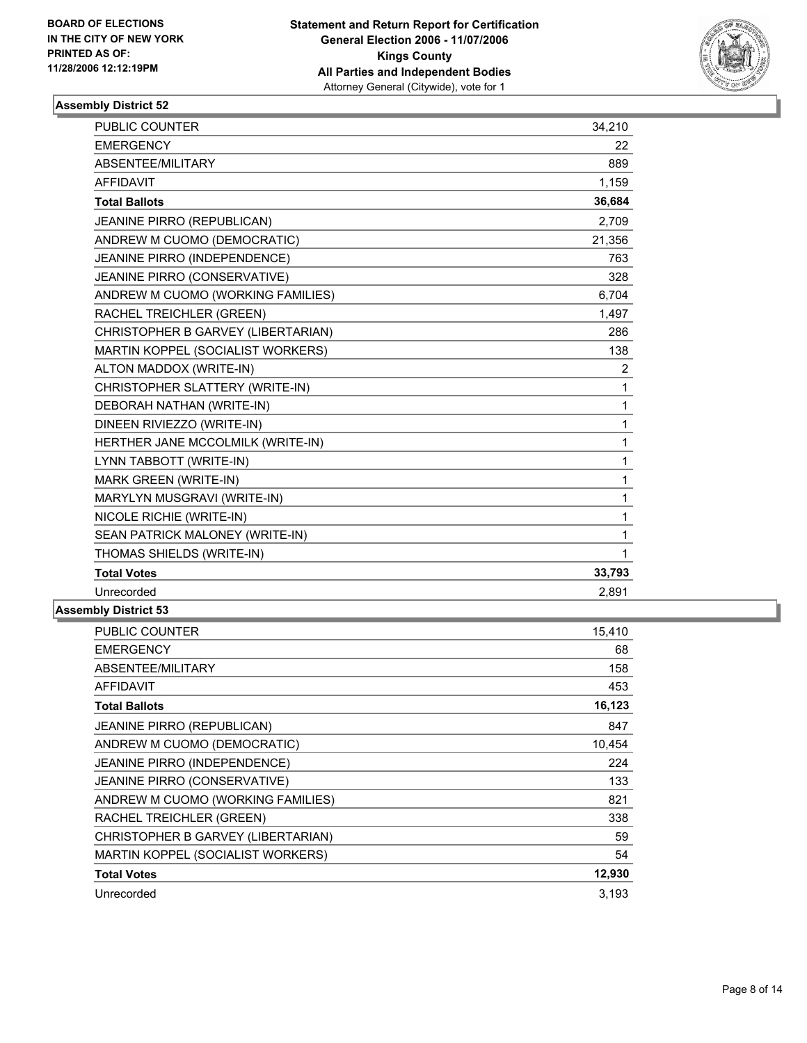**BOARD OF ELECTIONS IN THE CITY OF NEW YORK PRINTED AS OF: 11/28/2006 12:12:19PM**

**Statement and Return Report for Certification General Election 2006 - 11/07/2006 Kings County All Parties and Independent Bodies**

Attorney General (Citywide), vote for 1

### Assembly District 52

| | |
|---|---|
| PUBLIC COUNTER | 34,210 |
| EMERGENCY | 22 |
| ABSENTEE/MILITARY | 889 |
| AFFIDAVIT | 1,159 |
| **Total Ballots** | **36,684** |
| JEANINE PIRRO (REPUBLICAN) | 2,709 |
| ANDREW M CUOMO (DEMOCRATIC) | 21,356 |
| JEANINE PIRRO (INDEPENDENCE) | 763 |
| JEANINE PIRRO (CONSERVATIVE) | 328 |
| ANDREW M CUOMO (WORKING FAMILIES) | 6,704 |
| RACHEL TREICHLER (GREEN) | 1,497 |
| CHRISTOPHER B GARVEY (LIBERTARIAN) | 286 |
| MARTIN KOPPEL (SOCIALIST WORKERS) | 138 |
| ALTON MADDOX (WRITE-IN) | 2 |
| CHRISTOPHER SLATTERY (WRITE-IN) | 1 |
| DEBORAH NATHAN (WRITE-IN) | 1 |
| DINEEN RIVIEZZO (WRITE-IN) | 1 |
| HERTHER JANE MCCOLMILK (WRITE-IN) | 1 |
| LYNN TABBOTT (WRITE-IN) | 1 |
| MARK GREEN (WRITE-IN) | 1 |
| MARYLYN MUSGRAVI (WRITE-IN) | 1 |
| NICOLE RICHIE (WRITE-IN) | 1 |
| SEAN PATRICK MALONEY (WRITE-IN) | 1 |
| THOMAS SHIELDS (WRITE-IN) | 1 |
| **Total Votes** | **33,793** |
| Unrecorded | 2,891 |

### Assembly District 53

| | |
|---|---|
| PUBLIC COUNTER | 15,410 |
| EMERGENCY | 68 |
| ABSENTEE/MILITARY | 158 |
| AFFIDAVIT | 453 |
| **Total Ballots** | **16,123** |
| JEANINE PIRRO (REPUBLICAN) | 847 |
| ANDREW M CUOMO (DEMOCRATIC) | 10,454 |
| JEANINE PIRRO (INDEPENDENCE) | 224 |
| JEANINE PIRRO (CONSERVATIVE) | 133 |
| ANDREW M CUOMO (WORKING FAMILIES) | 821 |
| RACHEL TREICHLER (GREEN) | 338 |
| CHRISTOPHER B GARVEY (LIBERTARIAN) | 59 |
| MARTIN KOPPEL (SOCIALIST WORKERS) | 54 |
| **Total Votes** | **12,930** |
| Unrecorded | 3,193 |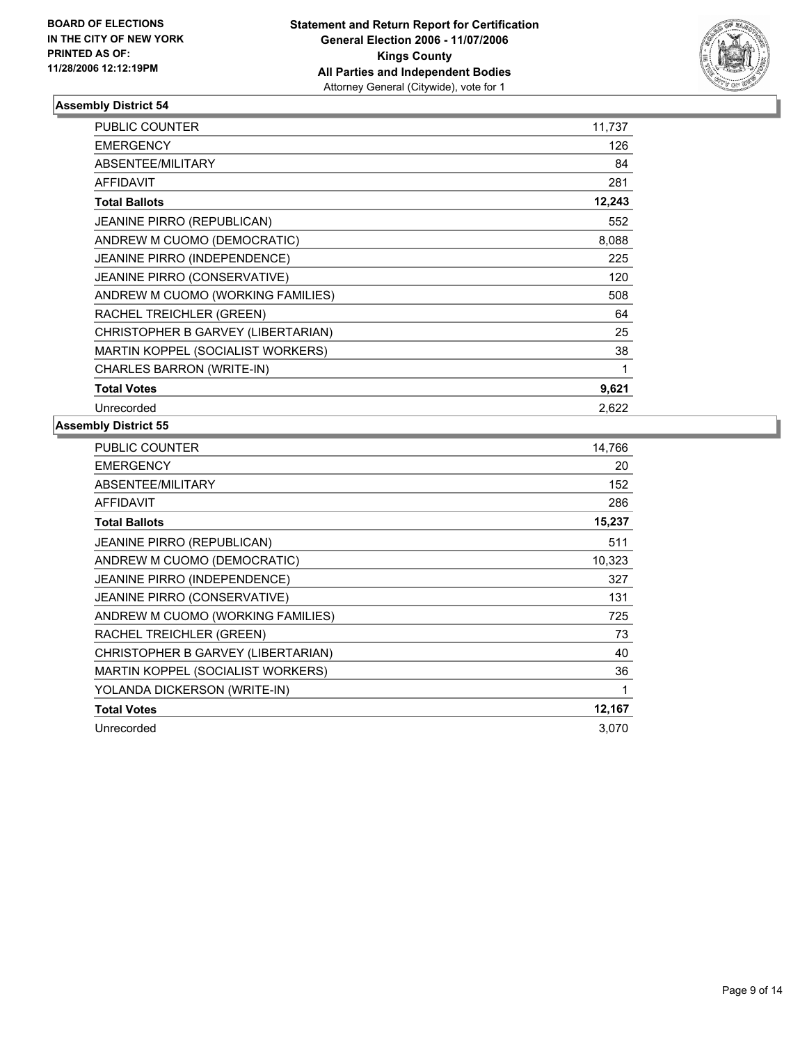**BOARD OF ELECTIONS IN THE CITY OF NEW YORK PRINTED AS OF: 11/28/2006 12:12:19PM**

**Statement and Return Report for Certification**
**General Election 2006 - 11/07/2006**
**Kings County**
**All Parties and Independent Bodies**
Attorney General (Citywide), vote for 1

### Assembly District 54

| | |
|---|---|
| PUBLIC COUNTER | 11,737 |
| EMERGENCY | 126 |
| ABSENTEE/MILITARY | 84 |
| AFFIDAVIT | 281 |
| **Total Ballots** | **12,243** |
| JEANINE PIRRO (REPUBLICAN) | 552 |
| ANDREW M CUOMO (DEMOCRATIC) | 8,088 |
| JEANINE PIRRO (INDEPENDENCE) | 225 |
| JEANINE PIRRO (CONSERVATIVE) | 120 |
| ANDREW M CUOMO (WORKING FAMILIES) | 508 |
| RACHEL TREICHLER (GREEN) | 64 |
| CHRISTOPHER B GARVEY (LIBERTARIAN) | 25 |
| MARTIN KOPPEL (SOCIALIST WORKERS) | 38 |
| CHARLES BARRON (WRITE-IN) | 1 |
| **Total Votes** | **9,621** |
| Unrecorded | 2,622 |

### Assembly District 55

| | |
|---|---|
| PUBLIC COUNTER | 14,766 |
| EMERGENCY | 20 |
| ABSENTEE/MILITARY | 152 |
| AFFIDAVIT | 286 |
| **Total Ballots** | **15,237** |
| JEANINE PIRRO (REPUBLICAN) | 511 |
| ANDREW M CUOMO (DEMOCRATIC) | 10,323 |
| JEANINE PIRRO (INDEPENDENCE) | 327 |
| JEANINE PIRRO (CONSERVATIVE) | 131 |
| ANDREW M CUOMO (WORKING FAMILIES) | 725 |
| RACHEL TREICHLER (GREEN) | 73 |
| CHRISTOPHER B GARVEY (LIBERTARIAN) | 40 |
| MARTIN KOPPEL (SOCIALIST WORKERS) | 36 |
| YOLANDA DICKERSON (WRITE-IN) | 1 |
| **Total Votes** | **12,167** |
| Unrecorded | 3,070 |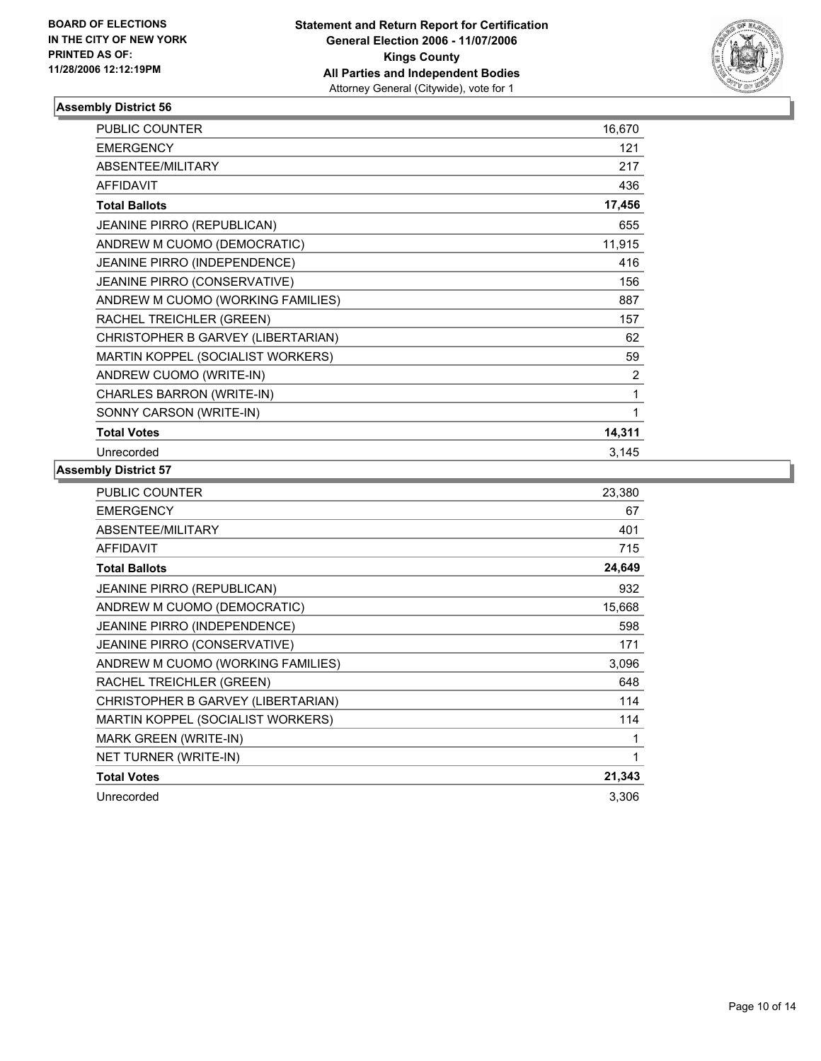**BOARD OF ELECTIONS IN THE CITY OF NEW YORK PRINTED AS OF: 11/28/2006 12:12:19PM**

**Statement and Return Report for Certification**
**General Election 2006 - 11/07/2006**
**Kings County**
**All Parties and Independent Bodies**
Attorney General (Citywide), vote for 1

### Assembly District 56

| | |
|---|---|
| PUBLIC COUNTER | 16,670 |
| EMERGENCY | 121 |
| ABSENTEE/MILITARY | 217 |
| AFFIDAVIT | 436 |
| **Total Ballots** | **17,456** |
| JEANINE PIRRO (REPUBLICAN) | 655 |
| ANDREW M CUOMO (DEMOCRATIC) | 11,915 |
| JEANINE PIRRO (INDEPENDENCE) | 416 |
| JEANINE PIRRO (CONSERVATIVE) | 156 |
| ANDREW M CUOMO (WORKING FAMILIES) | 887 |
| RACHEL TREICHLER (GREEN) | 157 |
| CHRISTOPHER B GARVEY (LIBERTARIAN) | 62 |
| MARTIN KOPPEL (SOCIALIST WORKERS) | 59 |
| ANDREW CUOMO (WRITE-IN) | 2 |
| CHARLES BARRON (WRITE-IN) | 1 |
| SONNY CARSON (WRITE-IN) | 1 |
| **Total Votes** | **14,311** |
| Unrecorded | 3,145 |

### Assembly District 57

| | |
|---|---|
| PUBLIC COUNTER | 23,380 |
| EMERGENCY | 67 |
| ABSENTEE/MILITARY | 401 |
| AFFIDAVIT | 715 |
| **Total Ballots** | **24,649** |
| JEANINE PIRRO (REPUBLICAN) | 932 |
| ANDREW M CUOMO (DEMOCRATIC) | 15,668 |
| JEANINE PIRRO (INDEPENDENCE) | 598 |
| JEANINE PIRRO (CONSERVATIVE) | 171 |
| ANDREW M CUOMO (WORKING FAMILIES) | 3,096 |
| RACHEL TREICHLER (GREEN) | 648 |
| CHRISTOPHER B GARVEY (LIBERTARIAN) | 114 |
| MARTIN KOPPEL (SOCIALIST WORKERS) | 114 |
| MARK GREEN (WRITE-IN) | 1 |
| NET TURNER (WRITE-IN) | 1 |
| **Total Votes** | **21,343** |
| Unrecorded | 3,306 |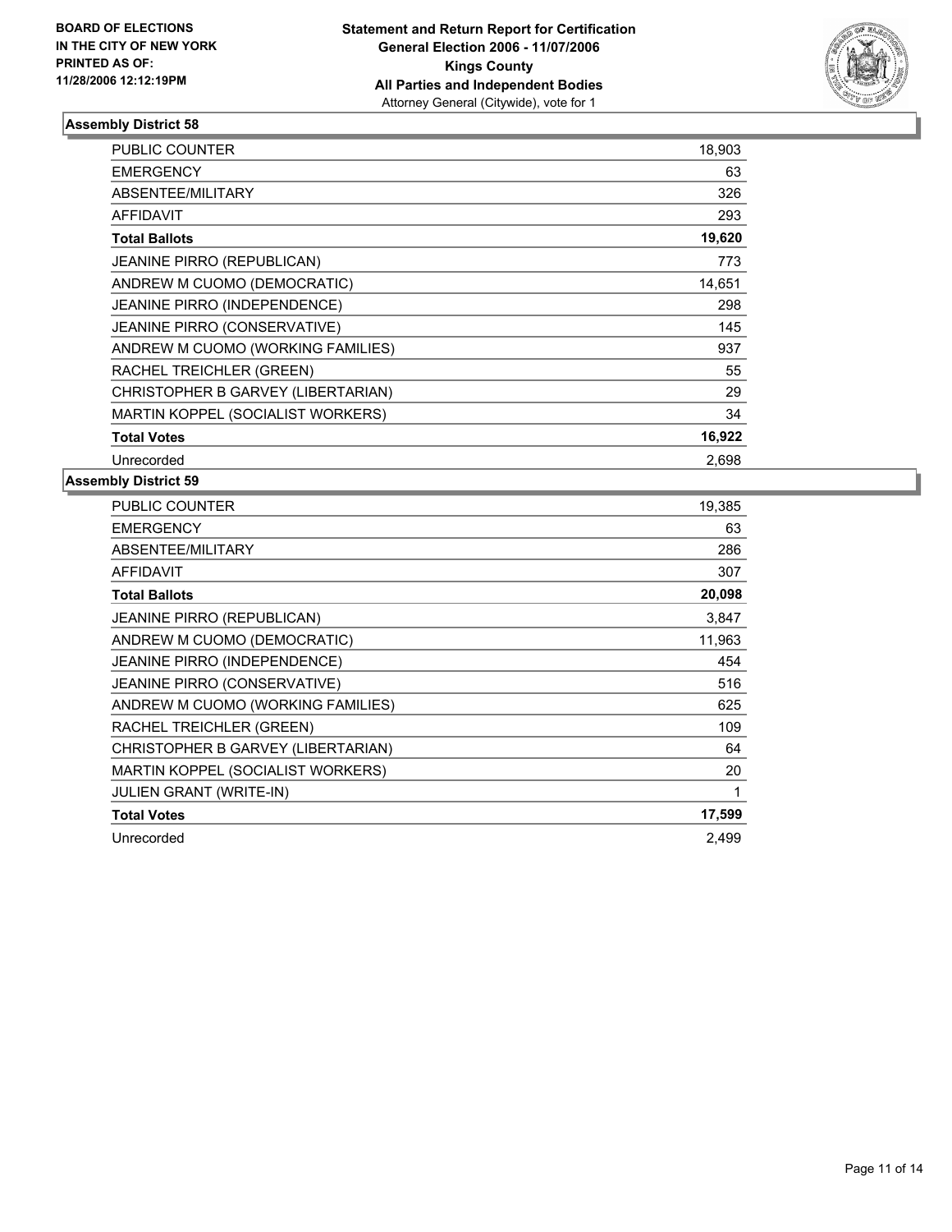**BOARD OF ELECTIONS IN THE CITY OF NEW YORK PRINTED AS OF: 11/28/2006 12:12:19PM**

**Statement and Return Report for Certification**
**General Election 2006 - 11/07/2006**
**Kings County**
**All Parties and Independent Bodies**
Attorney General (Citywide), vote for 1

## Assembly District 58

| | |
|---|---:|
| PUBLIC COUNTER | 18,903 |
| EMERGENCY | 63 |
| ABSENTEE/MILITARY | 326 |
| AFFIDAVIT | 293 |
| **Total Ballots** | **19,620** |
| JEANINE PIRRO (REPUBLICAN) | 773 |
| ANDREW M CUOMO (DEMOCRATIC) | 14,651 |
| JEANINE PIRRO (INDEPENDENCE) | 298 |
| JEANINE PIRRO (CONSERVATIVE) | 145 |
| ANDREW M CUOMO (WORKING FAMILIES) | 937 |
| RACHEL TREICHLER (GREEN) | 55 |
| CHRISTOPHER B GARVEY (LIBERTARIAN) | 29 |
| MARTIN KOPPEL (SOCIALIST WORKERS) | 34 |
| **Total Votes** | **16,922** |
| Unrecorded | 2,698 |

## Assembly District 59

| | |
|---|---:|
| PUBLIC COUNTER | 19,385 |
| EMERGENCY | 63 |
| ABSENTEE/MILITARY | 286 |
| AFFIDAVIT | 307 |
| **Total Ballots** | **20,098** |
| JEANINE PIRRO (REPUBLICAN) | 3,847 |
| ANDREW M CUOMO (DEMOCRATIC) | 11,963 |
| JEANINE PIRRO (INDEPENDENCE) | 454 |
| JEANINE PIRRO (CONSERVATIVE) | 516 |
| ANDREW M CUOMO (WORKING FAMILIES) | 625 |
| RACHEL TREICHLER (GREEN) | 109 |
| CHRISTOPHER B GARVEY (LIBERTARIAN) | 64 |
| MARTIN KOPPEL (SOCIALIST WORKERS) | 20 |
| JULIEN GRANT (WRITE-IN) | 1 |
| **Total Votes** | **17,599** |
| Unrecorded | 2,499 |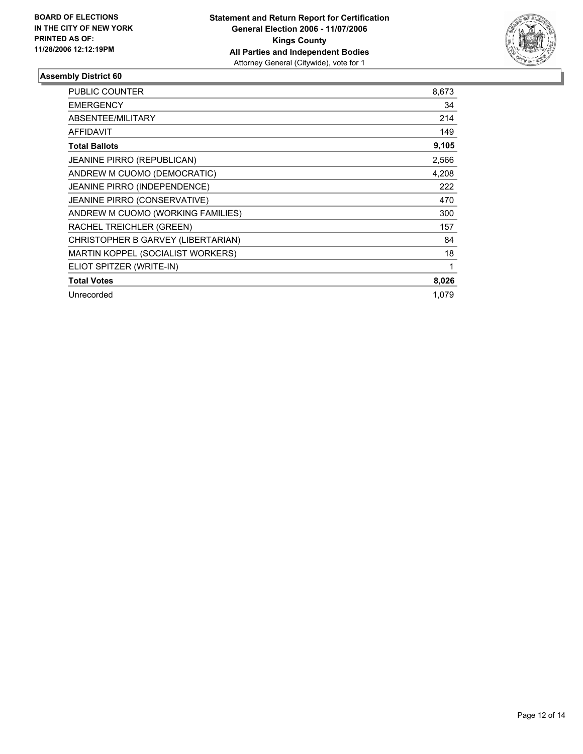**BOARD OF ELECTIONS IN THE CITY OF NEW YORK PRINTED AS OF: 11/28/2006 12:12:19PM**

**Statement and Return Report for Certification**
**General Election 2006 - 11/07/2006**
**Kings County**
**All Parties and Independent Bodies**
Attorney General (Citywide), vote for 1

## Assembly District 60

| | |
|---|---|
| PUBLIC COUNTER | 8,673 |
| EMERGENCY | 34 |
| ABSENTEE/MILITARY | 214 |
| AFFIDAVIT | 149 |
| **Total Ballots** | **9,105** |
| JEANINE PIRRO (REPUBLICAN) | 2,566 |
| ANDREW M CUOMO (DEMOCRATIC) | 4,208 |
| JEANINE PIRRO (INDEPENDENCE) | 222 |
| JEANINE PIRRO (CONSERVATIVE) | 470 |
| ANDREW M CUOMO (WORKING FAMILIES) | 300 |
| RACHEL TREICHLER (GREEN) | 157 |
| CHRISTOPHER B GARVEY (LIBERTARIAN) | 84 |
| MARTIN KOPPEL (SOCIALIST WORKERS) | 18 |
| ELIOT SPITZER (WRITE-IN) | 1 |
| **Total Votes** | **8,026** |
| Unrecorded | 1,079 |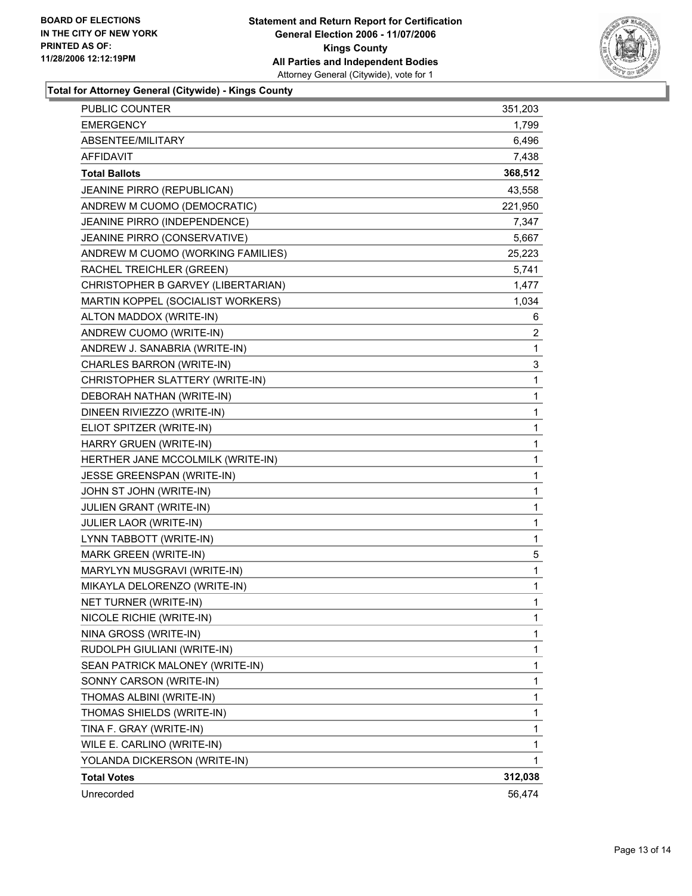**BOARD OF ELECTIONS**
**IN THE CITY OF NEW YORK**
**PRINTED AS OF:**
**11/28/2006 12:12:19PM**

# Statement and Return Report for Certification
## General Election 2006 - 11/07/2006
## Kings County
## All Parties and Independent Bodies

Attorney General (Citywide), vote for 1

### Total for Attorney General (Citywide) - Kings County

| | |
|---|---:|
| PUBLIC COUNTER | 351,203 |
| EMERGENCY | 1,799 |
| ABSENTEE/MILITARY | 6,496 |
| AFFIDAVIT | 7,438 |
| **Total Ballots** | **368,512** |
| JEANINE PIRRO (REPUBLICAN) | 43,558 |
| ANDREW M CUOMO (DEMOCRATIC) | 221,950 |
| JEANINE PIRRO (INDEPENDENCE) | 7,347 |
| JEANINE PIRRO (CONSERVATIVE) | 5,667 |
| ANDREW M CUOMO (WORKING FAMILIES) | 25,223 |
| RACHEL TREICHLER (GREEN) | 5,741 |
| CHRISTOPHER B GARVEY (LIBERTARIAN) | 1,477 |
| MARTIN KOPPEL (SOCIALIST WORKERS) | 1,034 |
| ALTON MADDOX (WRITE-IN) | 6 |
| ANDREW CUOMO (WRITE-IN) | 2 |
| ANDREW J. SANABRIA (WRITE-IN) | 1 |
| CHARLES BARRON (WRITE-IN) | 3 |
| CHRISTOPHER SLATTERY (WRITE-IN) | 1 |
| DEBORAH NATHAN (WRITE-IN) | 1 |
| DINEEN RIVIEZZO (WRITE-IN) | 1 |
| ELIOT SPITZER (WRITE-IN) | 1 |
| HARRY GRUEN (WRITE-IN) | 1 |
| HERTHER JANE MCCOLMILK (WRITE-IN) | 1 |
| JESSE GREENSPAN (WRITE-IN) | 1 |
| JOHN ST JOHN (WRITE-IN) | 1 |
| JULIEN GRANT (WRITE-IN) | 1 |
| JULIER LAOR (WRITE-IN) | 1 |
| LYNN TABBOTT (WRITE-IN) | 1 |
| MARK GREEN (WRITE-IN) | 5 |
| MARYLYN MUSGRAVI (WRITE-IN) | 1 |
| MIKAYLA DELORENZO (WRITE-IN) | 1 |
| NET TURNER (WRITE-IN) | 1 |
| NICOLE RICHIE (WRITE-IN) | 1 |
| NINA GROSS (WRITE-IN) | 1 |
| RUDOLPH GIULIANI (WRITE-IN) | 1 |
| SEAN PATRICK MALONEY (WRITE-IN) | 1 |
| SONNY CARSON (WRITE-IN) | 1 |
| THOMAS ALBINI (WRITE-IN) | 1 |
| THOMAS SHIELDS (WRITE-IN) | 1 |
| TINA F. GRAY (WRITE-IN) | 1 |
| WILE E. CARLINO (WRITE-IN) | 1 |
| YOLANDA DICKERSON (WRITE-IN) | 1 |
| **Total Votes** | **312,038** |
| Unrecorded | 56,474 |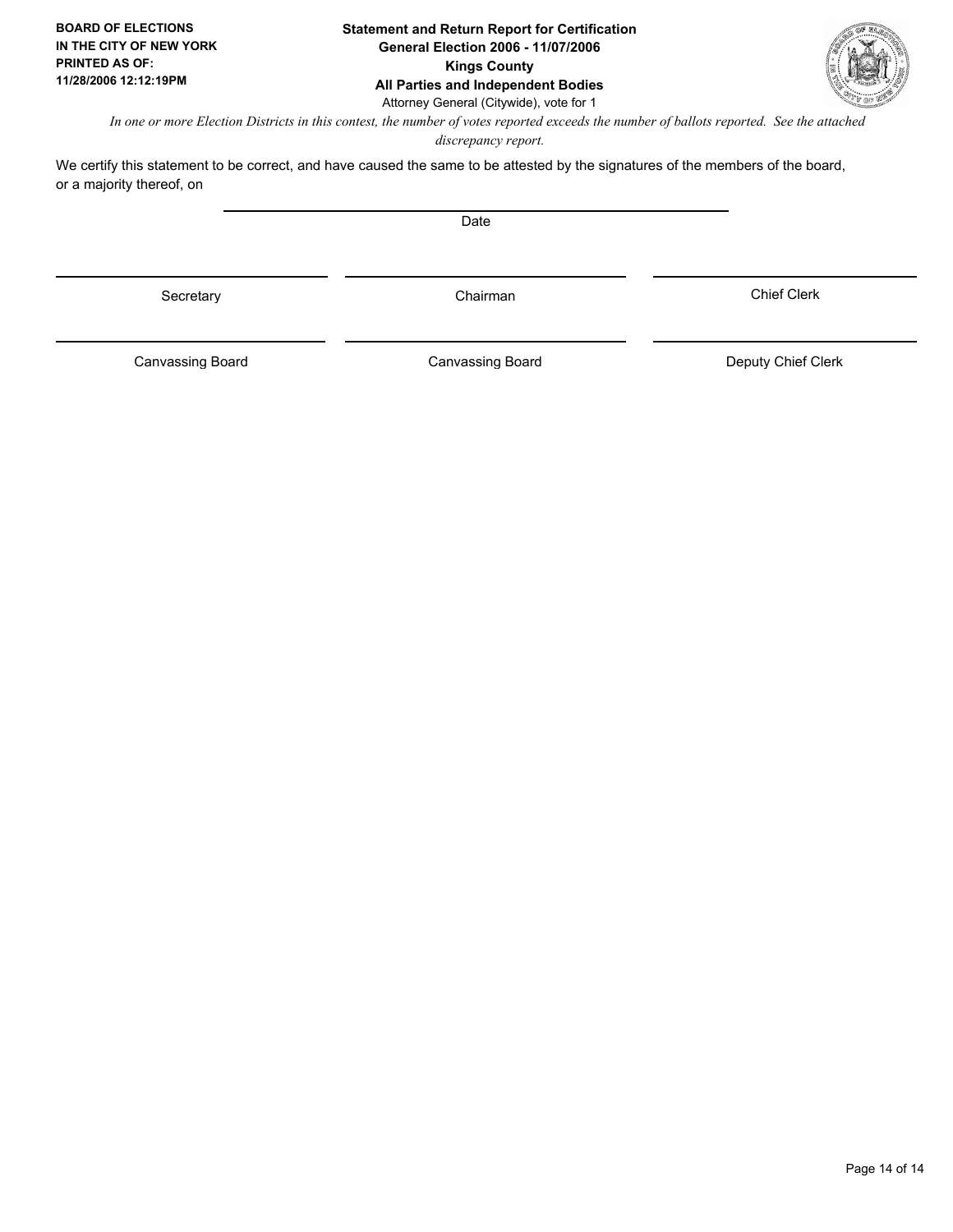**BOARD OF ELECTIONS**
**IN THE CITY OF NEW YORK**
**PRINTED AS OF:**
**11/28/2006 12:12:19PM**

**Statement and Return Report for Certification**
**General Election 2006 - 11/07/2006**
**Kings County**
**All Parties and Independent Bodies**
Attorney General (Citywide), vote for 1

*In one or more Election Districts in this contest, the number of votes reported exceeds the number of ballots reported. See the attached discrepancy report.*

We certify this statement to be correct, and have caused the same to be attested by the signatures of the members of the board, or a majority thereof, on

Date

| | | |
|---|---|---|
| Secretary | Chairman | Chief Clerk |
| Canvassing Board | Canvassing Board | Deputy Chief Clerk |